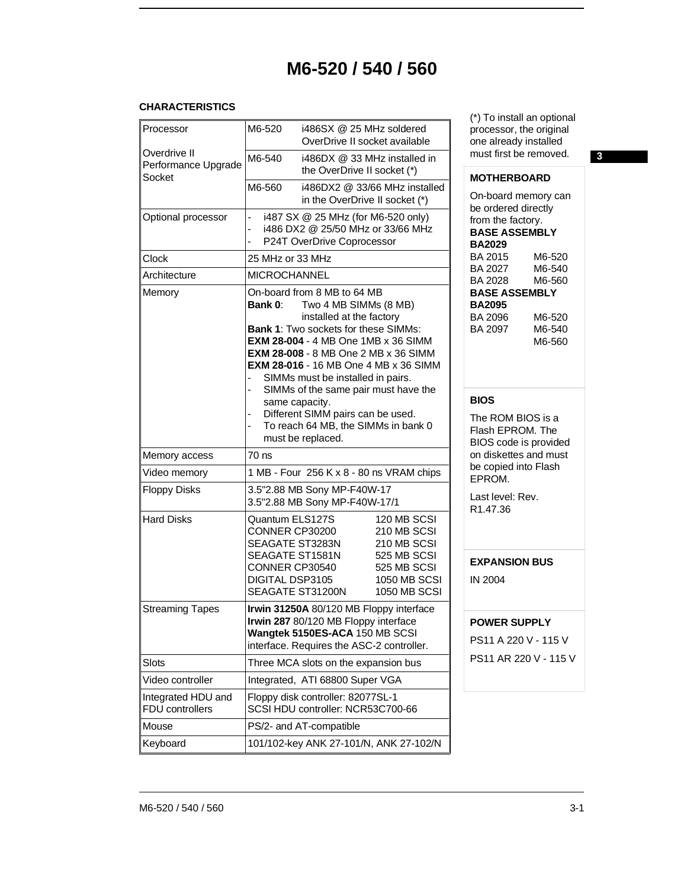# M6-520 / 540 / 560

**CHARACTERISTICS**

| | | |
|---|---|---|
| Processor<br><br>Overdrive II Performance Upgrade Socket | M6-520 | i486SX @ 25 MHz soldered OverDrive II socket available |
| | M6-540 | i486DX @ 33 MHz installed in the OverDrive II socket (*) |
| | M6-560 | i486DX2 @ 33/66 MHz installed in the OverDrive II socket (*) |
| Optional processor | - i487 SX @ 25 MHz (for M6-520 only)<br>- i486 DX2 @ 25/50 MHz or 33/66 MHz<br>- P24T OverDrive Coprocessor | |
| Clock | 25 MHz or 33 MHz | |
| Architecture | MICROCHANNEL | |
| Memory | On-board from 8 MB to 64 MB<br>**Bank 0**: Two 4 MB SIMMs (8 MB) installed at the factory<br>**Bank 1**: Two sockets for these SIMMs:<br>**EXM 28-004** - 4 MB One 1MB x 36 SIMM<br>**EXM 28-008** - 8 MB One 2 MB x 36 SIMM<br>**EXM 28-016** - 16 MB One 4 MB x 36 SIMM<br>- SIMMs must be installed in pairs.<br>- SIMMs of the same pair must have the same capacity.<br>- Different SIMM pairs can be used.<br>- To reach 64 MB, the SIMMs in bank 0 must be replaced. | |
| Memory access | 70 ns | |
| Video memory | 1 MB - Four 256 K x 8 - 80 ns VRAM chips | |
| Floppy Disks | 3.5"2.88 MB Sony MP-F40W-17<br>3.5"2.88 MB Sony MP-F40W-17/1 | |
| Hard Disks | Quantum ELS127S 120 MB SCSI<br>CONNER CP30200 210 MB SCSI<br>SEAGATE ST3283N 210 MB SCSI<br>SEAGATE ST1581N 525 MB SCSI<br>CONNER CP30540 525 MB SCSI<br>DIGITAL DSP3105 1050 MB SCSI<br>SEAGATE ST31200N 1050 MB SCSI | |
| Streaming Tapes | **Irwin 31250A** 80/120 MB Floppy interface<br>**Irwin 287** 80/120 MB Floppy interface<br>**Wangtek 5150ES-ACA** 150 MB SCSI interface. Requires the ASC-2 controller. | |
| Slots | Three MCA slots on the expansion bus | |
| Video controller | Integrated, ATI 68800 Super VGA | |
| Integrated HDU and FDU controllers | Floppy disk controller: 82077SL-1<br>SCSI HDU controller: NCR53C700-66 | |
| Mouse | PS/2- and AT-compatible | |
| Keyboard | 101/102-key ANK 27-101/N, ANK 27-102/N | |

(*) To install an optional processor, the original one already installed must first be removed.

**MOTHERBOARD**

On-board memory can be ordered directly from the factory.

**BASE ASSEMBLY BA2029**

| | |
|---|---|
| BA 2015 | M6-520 |
| BA 2027 | M6-540 |
| BA 2028 | M6-560 |

**BASE ASSEMBLY BA2095**

| | |
|---|---|
| BA 2096 | M6-520 |
| BA 2097 | M6-540 |
| | M6-560 |

**BIOS**

The ROM BIOS is a Flash EPROM. The BIOS code is provided on diskettes and must be copied into Flash EPROM.

Last level: Rev. R1.47.36

**EXPANSION BUS**

IN 2004

**POWER SUPPLY**

PS11 A 220 V - 115 V

PS11 AR 220 V - 115 V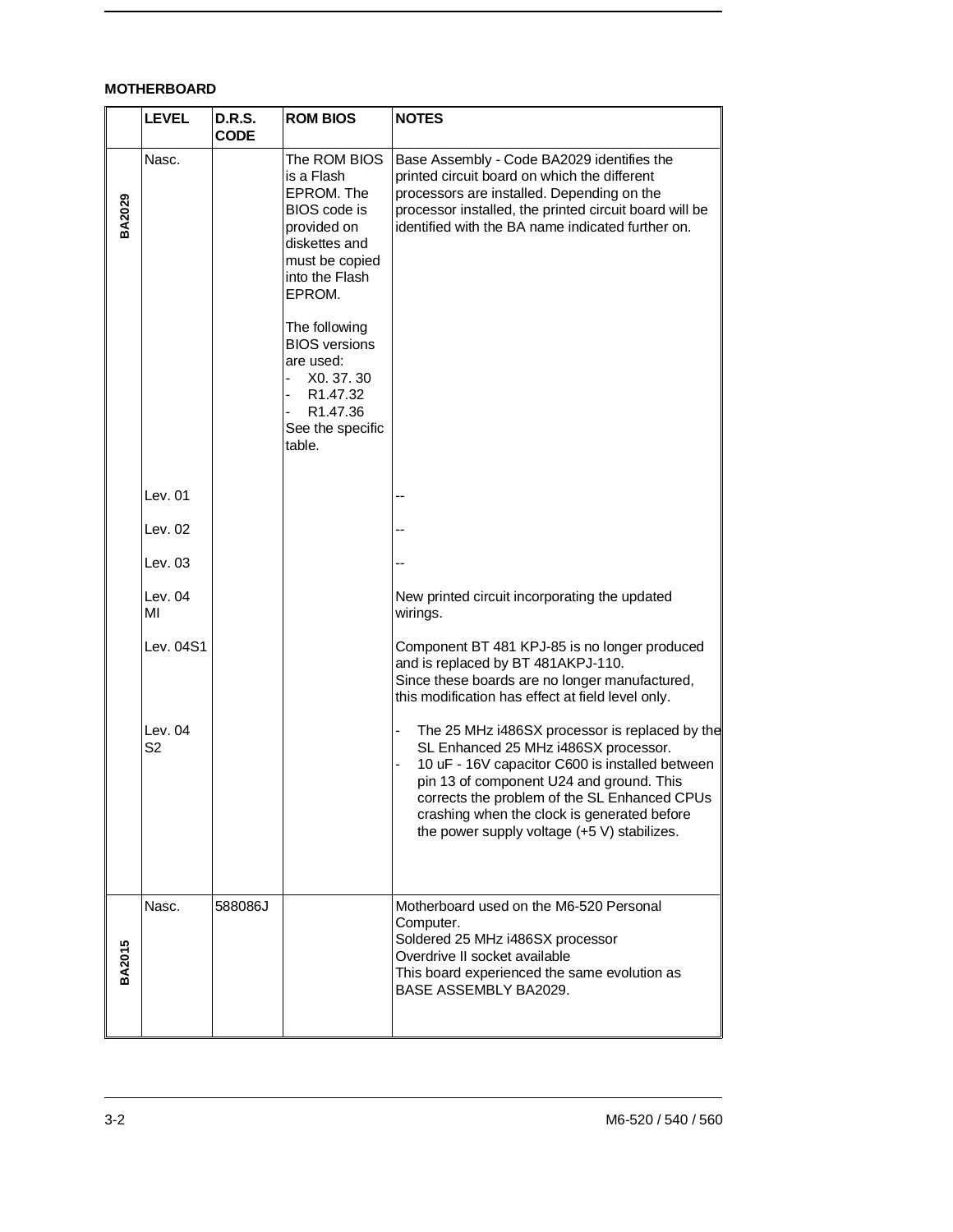**MOTHERBOARD**

| | LEVEL | D.R.S. CODE | ROM BIOS | NOTES |
|---|---|---|---|---|
| **BA2029** | Nasc. | | The ROM BIOS is a Flash EPROM. The BIOS code is provided on diskettes and must be copied into the Flash EPROM.<br><br>The following BIOS versions are used:<br>- X0. 37. 30<br>- R1.47.32<br>- R1.47.36<br>See the specific table. | Base Assembly - Code BA2029 identifies the printed circuit board on which the different processors are installed. Depending on the processor installed, the printed circuit board will be identified with the BA name indicated further on. |
| | Lev. 01 | | | -- |
| | Lev. 02 | | | -- |
| | Lev. 03 | | | -- |
| | Lev. 04 MI | | | New printed circuit incorporating the updated wirings. |
| | Lev. 04S1 | | | Component BT 481 KPJ-85 is no longer produced and is replaced by BT 481AKPJ-110.<br>Since these boards are no longer manufactured, this modification has effect at field level only. |
| | Lev. 04 S2 | | | - The 25 MHz i486SX processor is replaced by the SL Enhanced 25 MHz i486SX processor.<br>- 10 uF - 16V capacitor C600 is installed between pin 13 of component U24 and ground. This corrects the problem of the SL Enhanced CPUs crashing when the clock is generated before the power supply voltage (+5 V) stabilizes. |
| **BA2015** | Nasc. | 588086J | | Motherboard used on the M6-520 Personal Computer.<br>Soldered 25 MHz i486SX processor<br>Overdrive II socket available<br>This board experienced the same evolution as BASE ASSEMBLY BA2029. |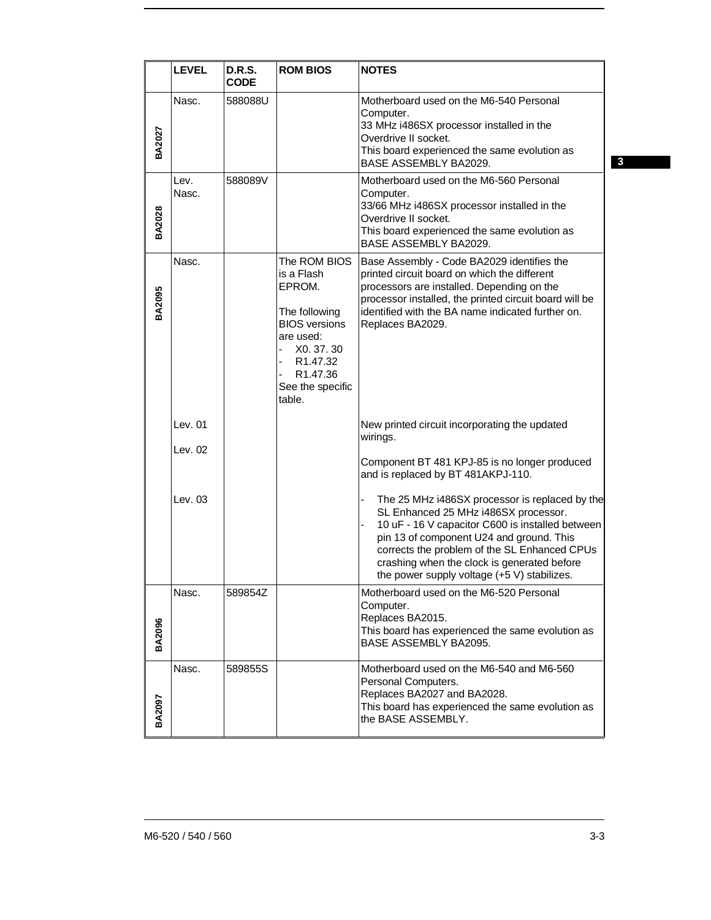| | LEVEL | D.R.S. CODE | ROM BIOS | NOTES |
|---|---|---|---|---|
| BA2027 | Nasc. | 588088U | | Motherboard used on the M6-540 Personal Computer.<br>33 MHz i486SX processor installed in the Overdrive II socket.<br>This board experienced the same evolution as BASE ASSEMBLY BA2029. |
| BA2028 | Lev. Nasc. | 588089V | | Motherboard used on the M6-560 Personal Computer.<br>33/66 MHz i486SX processor installed in the Overdrive II socket.<br>This board experienced the same evolution as BASE ASSEMBLY BA2029. |
| BA2095 | Nasc. | | The ROM BIOS is a Flash EPROM.<br><br>The following BIOS versions are used:<br>- X0. 37. 30<br>- R1.47.32<br>- R1.47.36<br>See the specific table. | Base Assembly - Code BA2029 identifies the printed circuit board on which the different processors are installed. Depending on the processor installed, the printed circuit board will be identified with the BA name indicated further on.<br>Replaces BA2029. |
| | Lev. 01 | | | New printed circuit incorporating the updated wirings. |
| | Lev. 02 | | | Component BT 481 KPJ-85 is no longer produced and is replaced by BT 481AKPJ-110. |
| | Lev. 03 | | | - The 25 MHz i486SX processor is replaced by the SL Enhanced 25 MHz i486SX processor.<br>- 10 uF - 16 V capacitor C600 is installed between pin 13 of component U24 and ground. This corrects the problem of the SL Enhanced CPUs crashing when the clock is generated before the power supply voltage (+5 V) stabilizes. |
| BA2096 | Nasc. | 589854Z | | Motherboard used on the M6-520 Personal Computer.<br>Replaces BA2015.<br>This board has experienced the same evolution as BASE ASSEMBLY BA2095. |
| BA2097 | Nasc. | 589855S | | Motherboard used on the M6-540 and M6-560 Personal Computers.<br>Replaces BA2027 and BA2028.<br>This board has experienced the same evolution as the BASE ASSEMBLY. |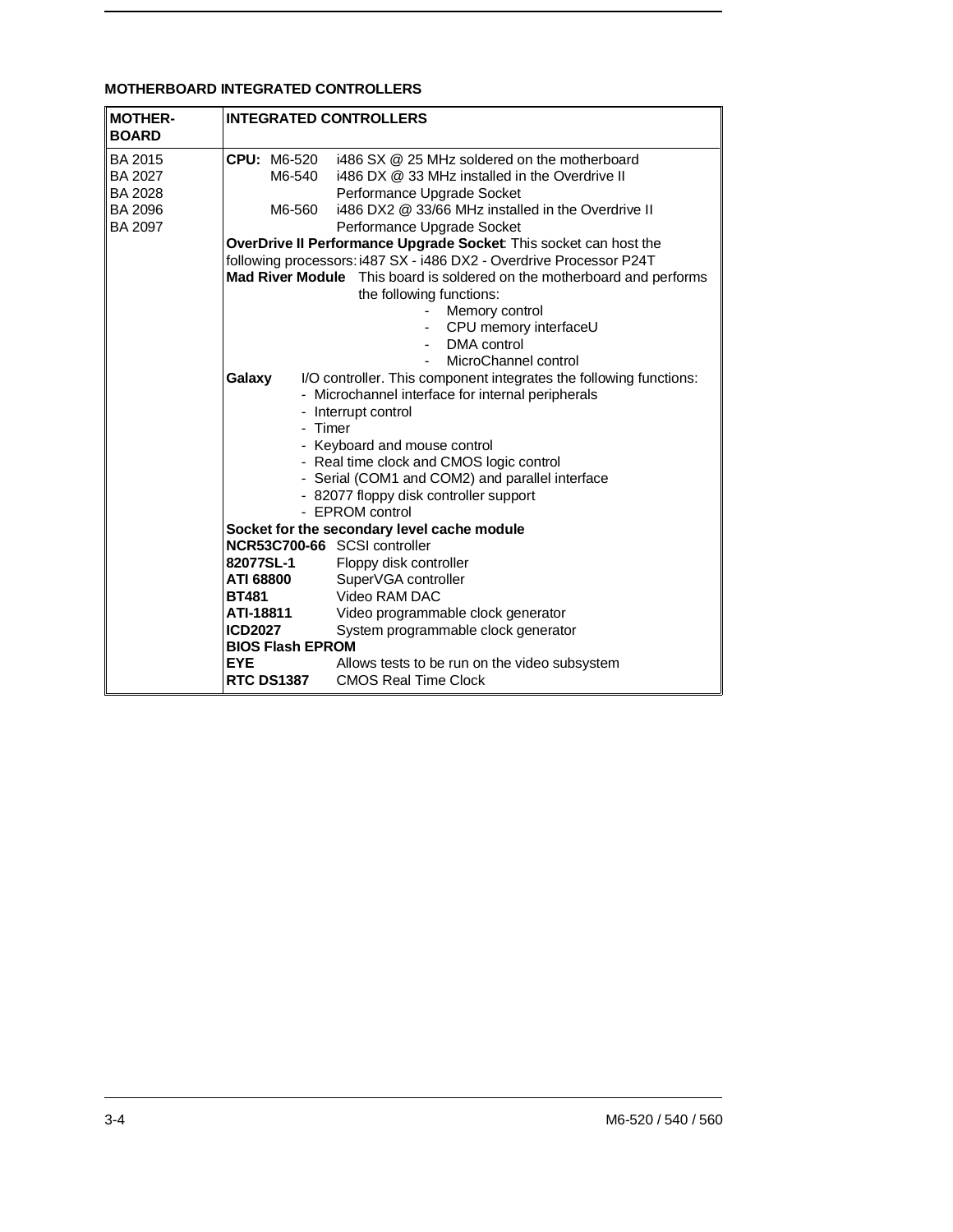## MOTHERBOARD INTEGRATED CONTROLLERS

| MOTHER-BOARD | INTEGRATED CONTROLLERS |
|---|---|
| BA 2015<br>BA 2027<br>BA 2028<br>BA 2096<br>BA 2097 | **CPU:** M6-520 i486 SX @ 25 MHz soldered on the motherboard<br>M6-540 i486 DX @ 33 MHz installed in the Overdrive II Performance Upgrade Socket<br>M6-560 i486 DX2 @ 33/66 MHz installed in the Overdrive II Performance Upgrade Socket<br>**OverDrive II Performance Upgrade Socket**: This socket can host the following processors: i487 SX - i486 DX2 - Overdrive Processor P24T<br>**Mad River Module** This board is soldered on the motherboard and performs the following functions:<br>- Memory control<br>- CPU memory interfaceU<br>- DMA control<br>- MicroChannel control<br>**Galaxy** I/O controller. This component integrates the following functions:<br>- Microchannel interface for internal peripherals<br>- Interrupt control<br>- Timer<br>- Keyboard and mouse control<br>- Real time clock and CMOS logic control<br>- Serial (COM1 and COM2) and parallel interface<br>- 82077 floppy disk controller support<br>- EPROM control<br>**Socket for the secondary level cache module**<br>**NCR53C700-66** SCSI controller<br>**82077SL-1** Floppy disk controller<br>**ATI 68800** SuperVGA controller<br>**BT481** Video RAM DAC<br>**ATI-18811** Video programmable clock generator<br>**ICD2027** System programmable clock generator<br>**BIOS Flash EPROM**<br>**EYE** Allows tests to be run on the video subsystem<br>**RTC DS1387** CMOS Real Time Clock |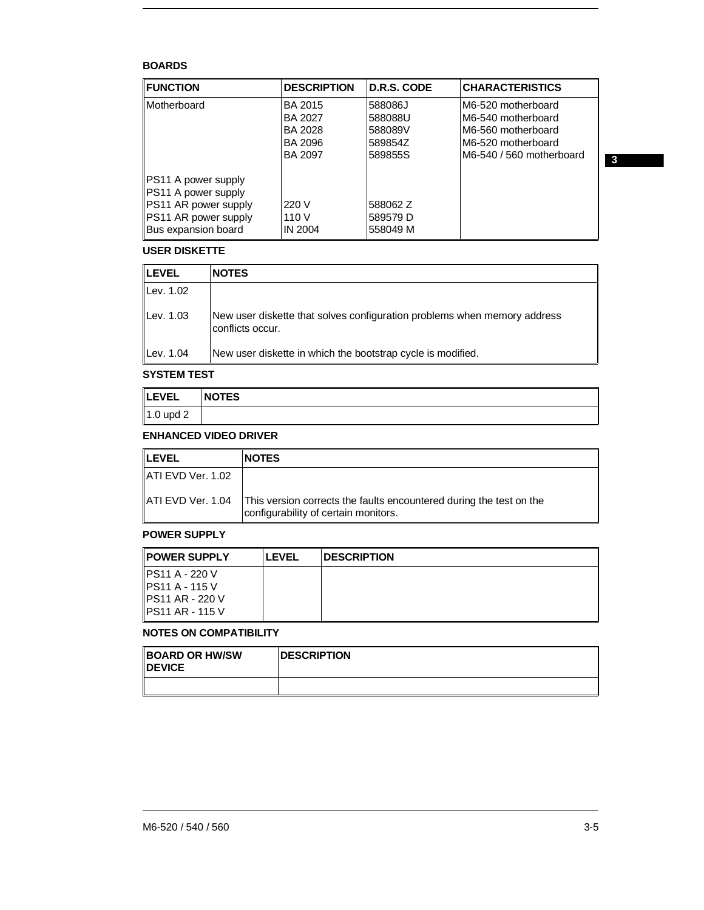### BOARDS

| FUNCTION | DESCRIPTION | D.R.S. CODE | CHARACTERISTICS |
|---|---|---|---|
| Motherboard | BA 2015 | 588086J | M6-520 motherboard |
| | BA 2027 | 588088U | M6-540 motherboard |
| | BA 2028 | 588089V | M6-560 motherboard |
| | BA 2096 | 589854Z | M6-520 motherboard |
| | BA 2097 | 589855S | M6-540 / 560 motherboard |
| PS11 A power supply | | | |
| PS11 A power supply | | | |
| PS11 AR power supply | 220 V | 588062 Z | |
| PS11 AR power supply | 110 V | 589579 D | |
| Bus expansion board | IN 2004 | 558049 M | |

### USER DISKETTE

| LEVEL | NOTES |
|---|---|
| Lev. 1.02 | |
| Lev. 1.03 | New user diskette that solves configuration problems when memory address conflicts occur. |
| Lev. 1.04 | New user diskette in which the bootstrap cycle is modified. |

### SYSTEM TEST

| LEVEL | NOTES |
|---|---|
| 1.0 upd 2 | |

### ENHANCED VIDEO DRIVER

| LEVEL | NOTES |
|---|---|
| ATI EVD Ver. 1.02 | |
| ATI EVD Ver. 1.04 | This version corrects the faults encountered during the test on the configurability of certain monitors. |

### POWER SUPPLY

| POWER SUPPLY | LEVEL | DESCRIPTION |
|---|---|---|
| PS11 A - 220 V | | |
| PS11 A - 115 V | | |
| PS11 AR - 220 V | | |
| PS11 AR - 115 V | | |

### NOTES ON COMPATIBILITY

| BOARD OR HW/SW DEVICE | DESCRIPTION |
|---|---|
| | |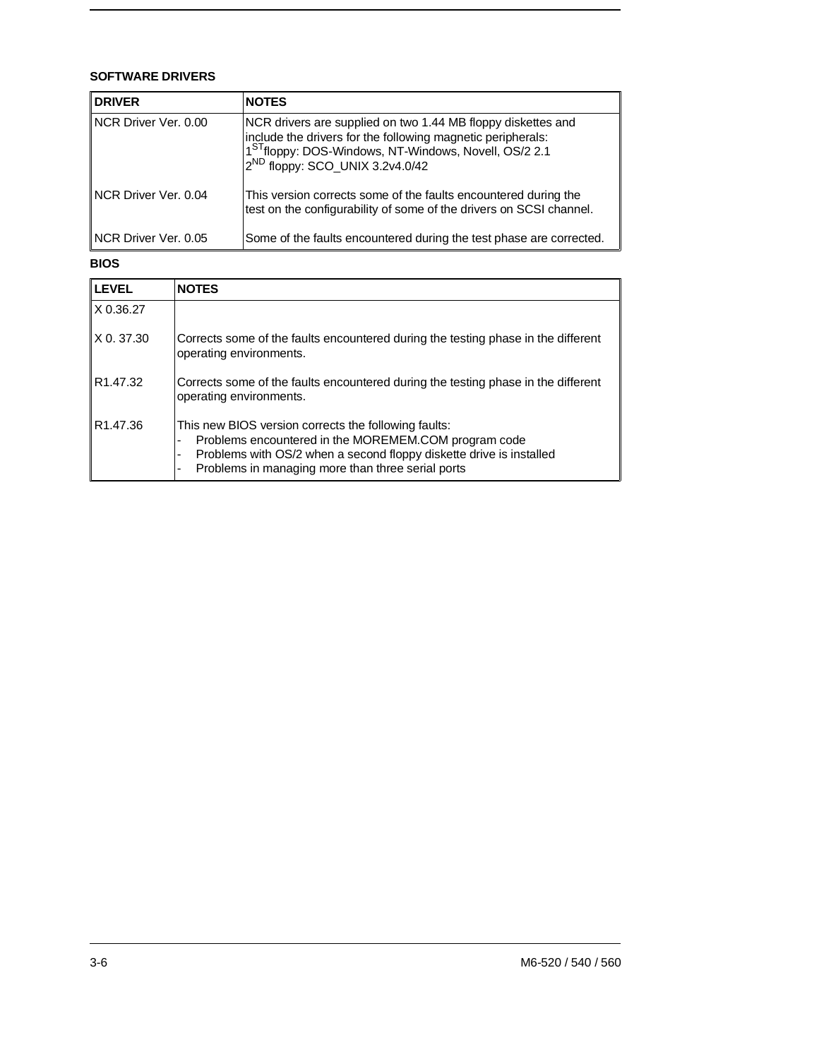**SOFTWARE DRIVERS**

| DRIVER | NOTES |
|---|---|
| NCR Driver Ver. 0.00 | NCR drivers are supplied on two 1.44 MB floppy diskettes and include the drivers for the following magnetic peripherals:<br>1ST floppy: DOS-Windows, NT-Windows, Novell, OS/2 2.1<br>2ND floppy: SCO_UNIX 3.2v4.0/42 |
| NCR Driver Ver. 0.04 | This version corrects some of the faults encountered during the test on the configurability of some of the drivers on SCSI channel. |
| NCR Driver Ver. 0.05 | Some of the faults encountered during the test phase are corrected. |

**BIOS**

| LEVEL | NOTES |
|---|---|
| X 0.36.27 | |
| X 0. 37.30 | Corrects some of the faults encountered during the testing phase in the different operating environments. |
| R1.47.32 | Corrects some of the faults encountered during the testing phase in the different operating environments. |
| R1.47.36 | This new BIOS version corrects the following faults:<br>- Problems encountered in the MOREMEM.COM program code<br>- Problems with OS/2 when a second floppy diskette drive is installed<br>- Problems in managing more than three serial ports |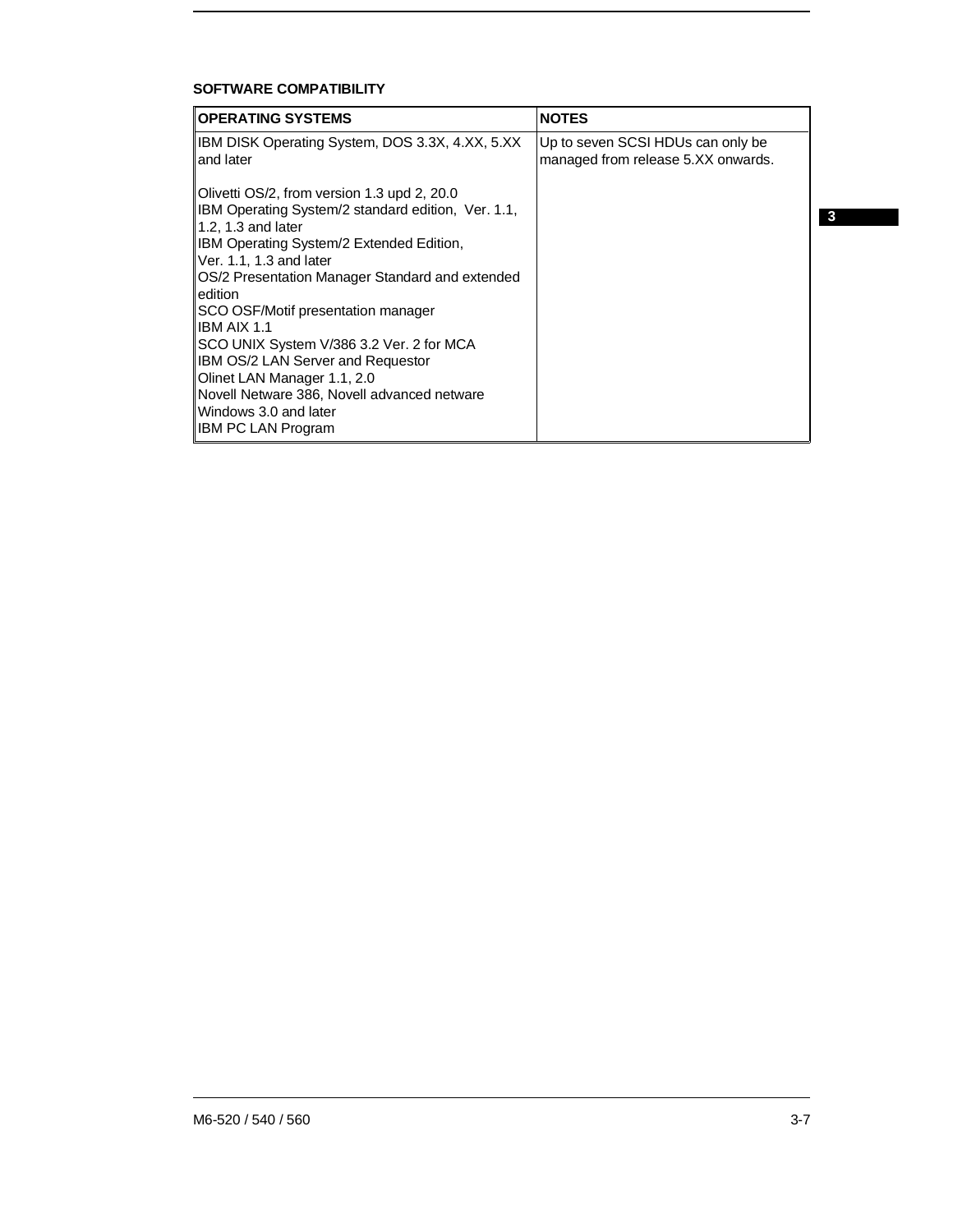### SOFTWARE COMPATIBILITY

| OPERATING SYSTEMS | NOTES |
|---|---|
| IBM DISK Operating System, DOS 3.3X, 4.XX, 5.XX and later | Up to seven SCSI HDUs can only be managed from release 5.XX onwards. |
| Olivetti OS/2, from version 1.3 upd 2, 20.0<br>IBM Operating System/2 standard edition, Ver. 1.1, 1.2, 1.3 and later<br>IBM Operating System/2 Extended Edition, Ver. 1.1, 1.3 and later<br>OS/2 Presentation Manager Standard and extended edition<br>SCO OSF/Motif presentation manager<br>IBM AIX 1.1<br>SCO UNIX System V/386 3.2 Ver. 2 for MCA<br>IBM OS/2 LAN Server and Requestor<br>Olinet LAN Manager 1.1, 2.0<br>Novell Netware 386, Novell advanced netware<br>Windows 3.0 and later<br>IBM PC LAN Program | |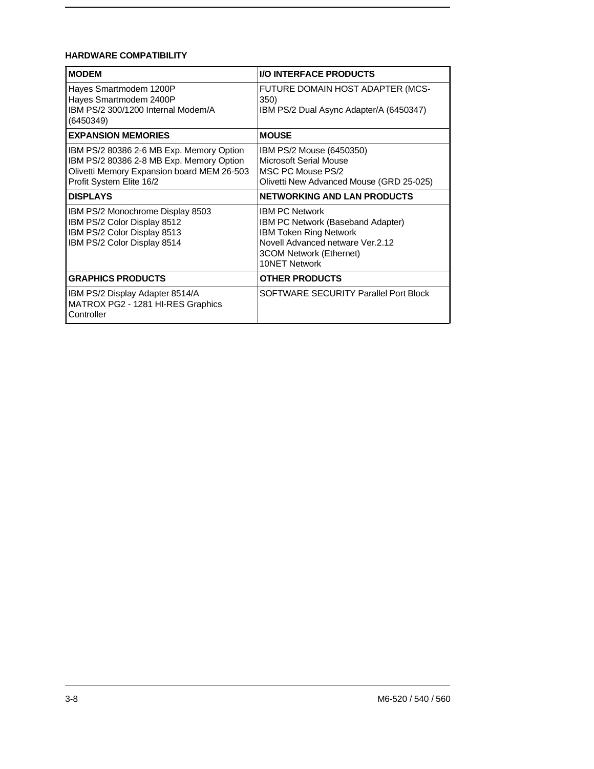### HARDWARE COMPATIBILITY

| MODEM | I/O INTERFACE PRODUCTS |
|---|---|
| Hayes Smartmodem 1200P<br>Hayes Smartmodem 2400P<br>IBM PS/2 300/1200 Internal Modem/A (6450349) | FUTURE DOMAIN HOST ADAPTER (MCS-350)<br>IBM PS/2 Dual Async Adapter/A (6450347) |
| **EXPANSION MEMORIES** | **MOUSE** |
| IBM PS/2 80386 2-6 MB Exp. Memory Option<br>IBM PS/2 80386 2-8 MB Exp. Memory Option<br>Olivetti Memory Expansion board MEM 26-503<br>Profit System Elite 16/2 | IBM PS/2 Mouse (6450350)<br>Microsoft Serial Mouse<br>MSC PC Mouse PS/2<br>Olivetti New Advanced Mouse (GRD 25-025) |
| **DISPLAYS** | **NETWORKING AND LAN PRODUCTS** |
| IBM PS/2 Monochrome Display 8503<br>IBM PS/2 Color Display 8512<br>IBM PS/2 Color Display 8513<br>IBM PS/2 Color Display 8514 | IBM PC Network<br>IBM PC Network (Baseband Adapter)<br>IBM Token Ring Network<br>Novell Advanced netware Ver.2.12<br>3COM Network (Ethernet)<br>10NET Network |
| **GRAPHICS PRODUCTS** | **OTHER PRODUCTS** |
| IBM PS/2 Display Adapter 8514/A<br>MATROX PG2 - 1281 HI-RES Graphics Controller | SOFTWARE SECURITY Parallel Port Block |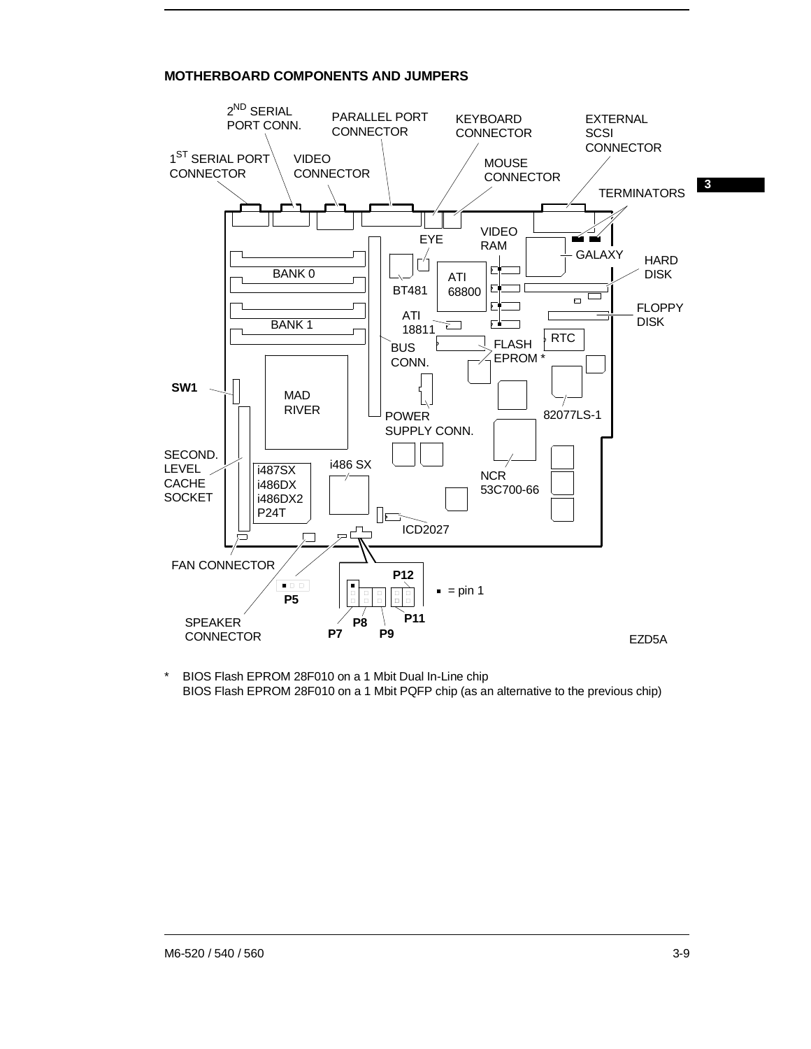## MOTHERBOARD COMPONENTS AND JUMPERS

2ND SERIAL PORT CONN.

PARALLEL PORT CONNECTOR

KEYBOARD CONNECTOR

EXTERNAL SCSI CONNECTOR

1ST SERIAL PORT CONNECTOR

VIDEO CONNECTOR

MOUSE CONNECTOR

TERMINATORS

VIDEO RAM

EYE

GALAXY

HARD DISK

BANK 0

BT481

ATI 68800

FLOPPY DISK

ATI 18811

BANK 1

RTC

BUS CONN.

FLASH EPROM *

**SW1**

MAD RIVER

82077LS-1

POWER SUPPLY CONN.

SECOND. LEVEL CACHE SOCKET

i486 SX

i487SX
i486DX
i486DX2
P24T

NCR 53C700-66

ICD2027

FAN CONNECTOR

**P12**

■ = pin 1

**P5**

**P11**

SPEAKER CONNECTOR

**P8**

**P7**

**P9**

EZD5A

\* BIOS Flash EPROM 28F010 on a 1 Mbit Dual In-Line chip
BIOS Flash EPROM 28F010 on a 1 Mbit PQFP chip (as an alternative to the previous chip)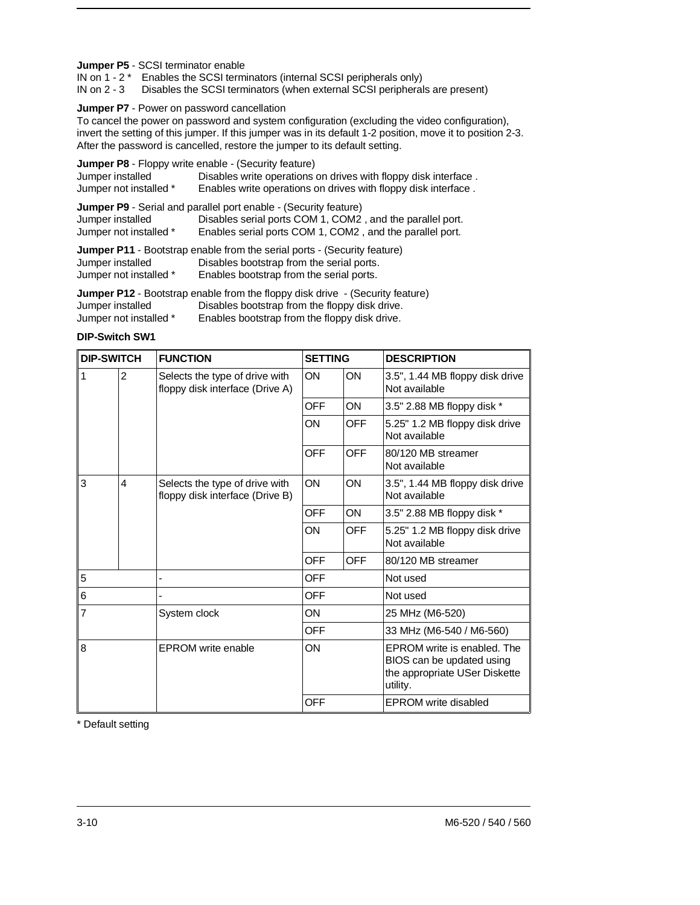**Jumper P5** - SCSI terminator enable
IN on 1 - 2 * Enables the SCSI terminators (internal SCSI peripherals only)
IN on 2 - 3 Disables the SCSI terminators (when external SCSI peripherals are present)

**Jumper P7** - Power on password cancellation
To cancel the power on password and system configuration (excluding the video configuration), invert the setting of this jumper. If this jumper was in its default 1-2 position, move it to position 2-3. After the password is cancelled, restore the jumper to its default setting.

**Jumper P8** - Floppy write enable - (Security feature)
Jumper installed Disables write operations on drives with floppy disk interface .
Jumper not installed * Enables write operations on drives with floppy disk interface .

**Jumper P9** - Serial and parallel port enable - (Security feature)
Jumper installed Disables serial ports COM 1, COM2 , and the parallel port.
Jumper not installed * Enables serial ports COM 1, COM2 , and the parallel port.

**Jumper P11** - Bootstrap enable from the serial ports - (Security feature)
Jumper installed Disables bootstrap from the serial ports.
Jumper not installed * Enables bootstrap from the serial ports.

**Jumper P12** - Bootstrap enable from the floppy disk drive - (Security feature)
Jumper installed Disables bootstrap from the floppy disk drive.
Jumper not installed * Enables bootstrap from the floppy disk drive.

**DIP-Switch SW1**

| DIP-SWITCH | | FUNCTION | SETTING | | DESCRIPTION |
|---|---|---|---|---|---|
| 1 | 2 | Selects the type of drive with floppy disk interface (Drive A) | ON | ON | 3.5", 1.44 MB floppy disk drive Not available |
| | | | OFF | ON | 3.5" 2.88 MB floppy disk * |
| | | | ON | OFF | 5.25" 1.2 MB floppy disk drive Not available |
| | | | OFF | OFF | 80/120 MB streamer Not available |
| 3 | 4 | Selects the type of drive with floppy disk interface (Drive B) | ON | ON | 3.5", 1.44 MB floppy disk drive Not available |
| | | | OFF | ON | 3.5" 2.88 MB floppy disk * |
| | | | ON | OFF | 5.25" 1.2 MB floppy disk drive Not available |
| | | | OFF | OFF | 80/120 MB streamer |
| 5 | | - | OFF | | Not used |
| 6 | | - | OFF | | Not used |
| 7 | | System clock | ON | | 25 MHz (M6-520) |
| | | | OFF | | 33 MHz (M6-540 / M6-560) |
| 8 | | EPROM write enable | ON | | EPROM write is enabled. The BIOS can be updated using the appropriate USer Diskette utility. |
| | | | OFF | | EPROM write disabled |

\* Default setting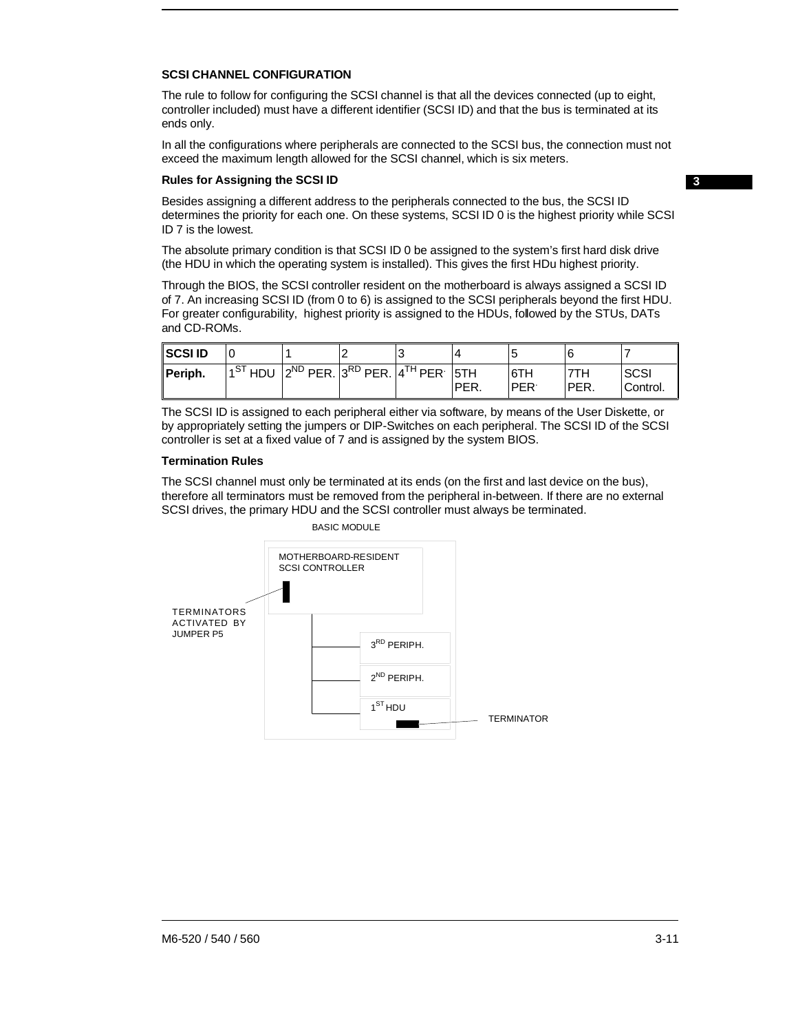## SCSI CHANNEL CONFIGURATION

The rule to follow for configuring the SCSI channel is that all the devices connected (up to eight, controller included) must have a different identifier (SCSI ID) and that the bus is terminated at its ends only.

In all the configurations where peripherals are connected to the SCSI bus, the connection must not exceed the maximum length allowed for the SCSI channel, which is six meters.

### Rules for Assigning the SCSI ID

Besides assigning a different address to the peripherals connected to the bus, the SCSI ID determines the priority for each one. On these systems, SCSI ID 0 is the highest priority while SCSI ID 7 is the lowest.

The absolute primary condition is that SCSI ID 0 be assigned to the system's first hard disk drive (the HDU in which the operating system is installed). This gives the first HDu highest priority.

Through the BIOS, the SCSI controller resident on the motherboard is always assigned a SCSI ID of 7. An increasing SCSI ID (from 0 to 6) is assigned to the SCSI peripherals beyond the first HDU. For greater configurability, highest priority is assigned to the HDUs, followed by the STUs, DATs and CD-ROMs.

| **SCSI ID** | 0 | 1 | 2 | 3 | 4 | 5 | 6 | 7 |
|---|---|---|---|---|---|---|---|---|
| **Periph.** | 1ST HDU | 2ND PER. | 3RD PER. | 4TH PER. | 5TH PER. | 6TH PER. | 7TH PER. | SCSI Control. |

The SCSI ID is assigned to each peripheral either via software, by means of the User Diskette, or by appropriately setting the jumpers or DIP-Switches on each peripheral. The SCSI ID of the SCSI controller is set at a fixed value of 7 and is assigned by the system BIOS.

### Termination Rules

The SCSI channel must only be terminated at its ends (on the first and last device on the bus), therefore all terminators must be removed from the peripheral in-between. If there are no external SCSI drives, the primary HDU and the SCSI controller must always be terminated.

BASIC MODULE

MOTHERBOARD-RESIDENT SCSI CONTROLLER

TERMINATORS ACTIVATED BY JUMPER P5

3RD PERIPH.

2ND PERIPH.

1ST HDU

TERMINATOR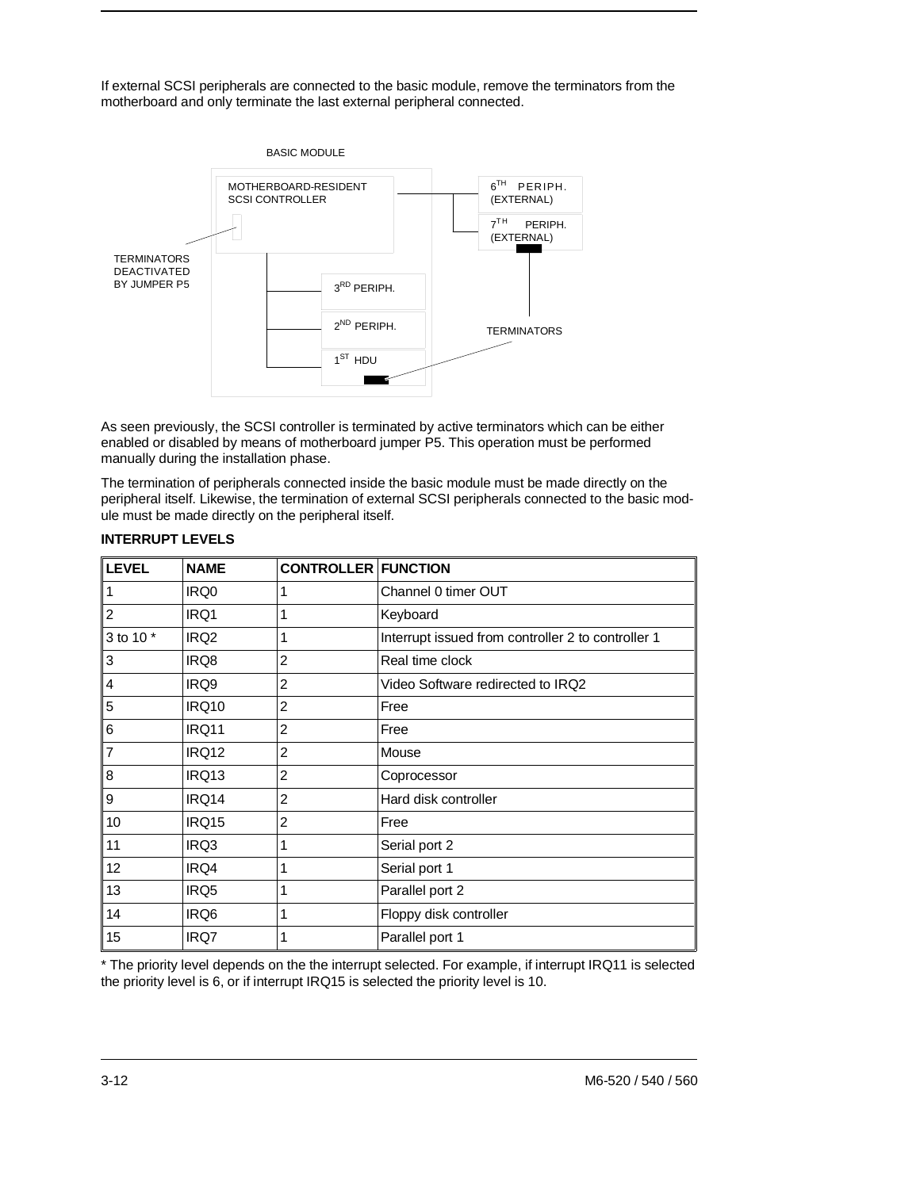If external SCSI peripherals are connected to the basic module, remove the terminators from the motherboard and only terminate the last external peripheral connected.

BASIC MODULE

MOTHERBOARD-RESIDENT SCSI CONTROLLER

6TH PERIPH. (EXTERNAL)

7TH PERIPH. (EXTERNAL)

TERMINATORS DEACTIVATED BY JUMPER P5

3RD PERIPH.

2ND PERIPH.

1ST HDU

TERMINATORS

As seen previously, the SCSI controller is terminated by active terminators which can be either enabled or disabled by means of motherboard jumper P5. This operation must be performed manually during the installation phase.

The termination of peripherals connected inside the basic module must be made directly on the peripheral itself. Likewise, the termination of external SCSI peripherals connected to the basic module must be made directly on the peripheral itself.

**INTERRUPT LEVELS**

| LEVEL | NAME | CONTROLLER | FUNCTION |
|---|---|---|---|
| 1 | IRQ0 | 1 | Channel 0 timer OUT |
| 2 | IRQ1 | 1 | Keyboard |
| 3 to 10 * | IRQ2 | 1 | Interrupt issued from controller 2 to controller 1 |
| 3 | IRQ8 | 2 | Real time clock |
| 4 | IRQ9 | 2 | Video Software redirected to IRQ2 |
| 5 | IRQ10 | 2 | Free |
| 6 | IRQ11 | 2 | Free |
| 7 | IRQ12 | 2 | Mouse |
| 8 | IRQ13 | 2 | Coprocessor |
| 9 | IRQ14 | 2 | Hard disk controller |
| 10 | IRQ15 | 2 | Free |
| 11 | IRQ3 | 1 | Serial port 2 |
| 12 | IRQ4 | 1 | Serial port 1 |
| 13 | IRQ5 | 1 | Parallel port 2 |
| 14 | IRQ6 | 1 | Floppy disk controller |
| 15 | IRQ7 | 1 | Parallel port 1 |

* The priority level depends on the the interrupt selected. For example, if interrupt IRQ11 is selected the priority level is 6, or if interrupt IRQ15 is selected the priority level is 10.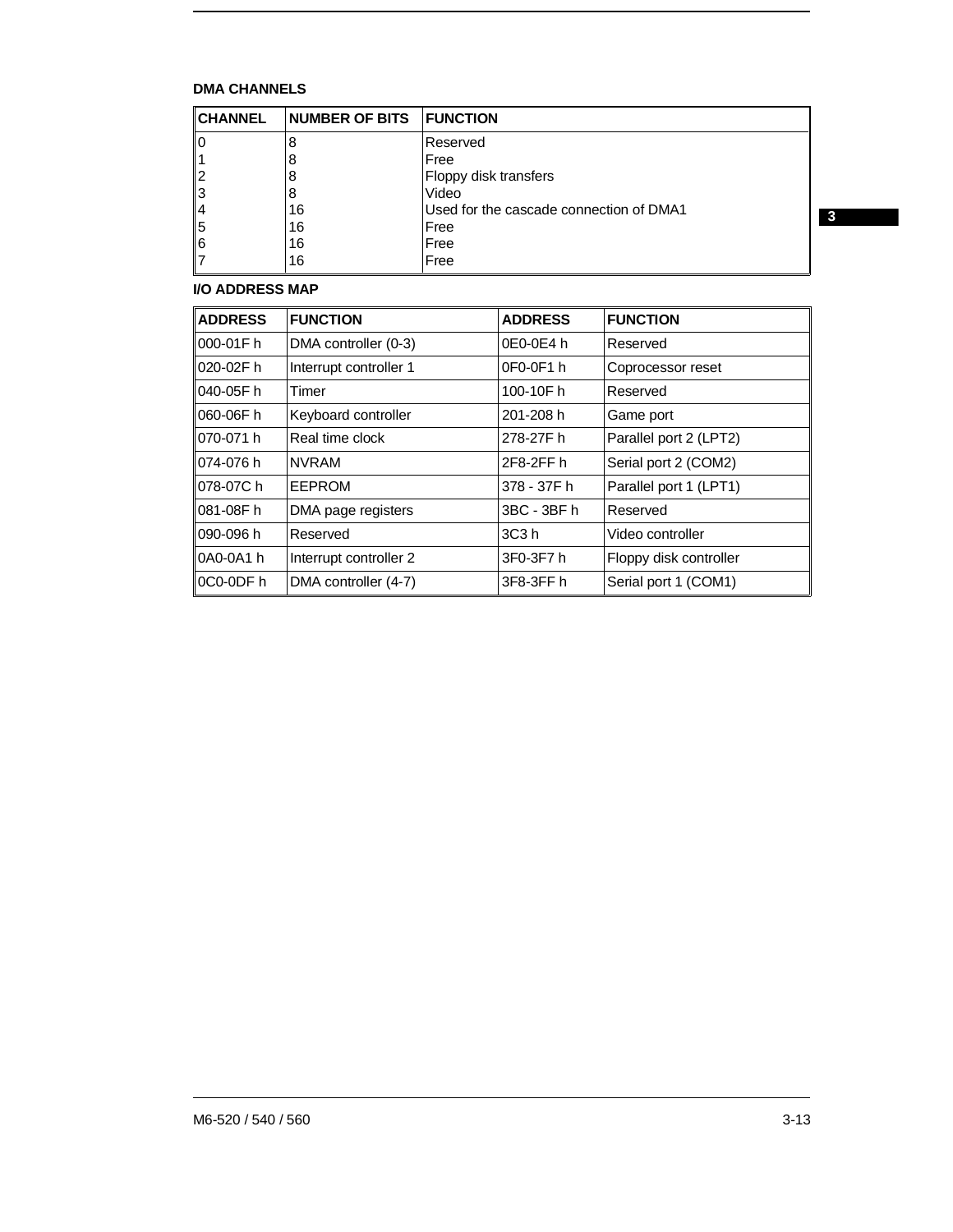**DMA CHANNELS**

| CHANNEL | NUMBER OF BITS | FUNCTION |
|---|---|---|
| 0 | 8 | Reserved |
| 1 | 8 | Free |
| 2 | 8 | Floppy disk transfers |
| 3 | 8 | Video |
| 4 | 16 | Used for the cascade connection of DMA1 |
| 5 | 16 | Free |
| 6 | 16 | Free |
| 7 | 16 | Free |

**I/O ADDRESS MAP**

| ADDRESS | FUNCTION | ADDRESS | FUNCTION |
|---|---|---|---|
| 000-01F h | DMA controller (0-3) | 0E0-0E4 h | Reserved |
| 020-02F h | Interrupt controller 1 | 0F0-0F1 h | Coprocessor reset |
| 040-05F h | Timer | 100-10F h | Reserved |
| 060-06F h | Keyboard controller | 201-208 h | Game port |
| 070-071 h | Real time clock | 278-27F h | Parallel port 2 (LPT2) |
| 074-076 h | NVRAM | 2F8-2FF h | Serial port 2 (COM2) |
| 078-07C h | EEPROM | 378 - 37F h | Parallel port 1 (LPT1) |
| 081-08F h | DMA page registers | 3BC - 3BF h | Reserved |
| 090-096 h | Reserved | 3C3 h | Video controller |
| 0A0-0A1 h | Interrupt controller 2 | 3F0-3F7 h | Floppy disk controller |
| 0C0-0DF h | DMA controller (4-7) | 3F8-3FF h | Serial port 1 (COM1) |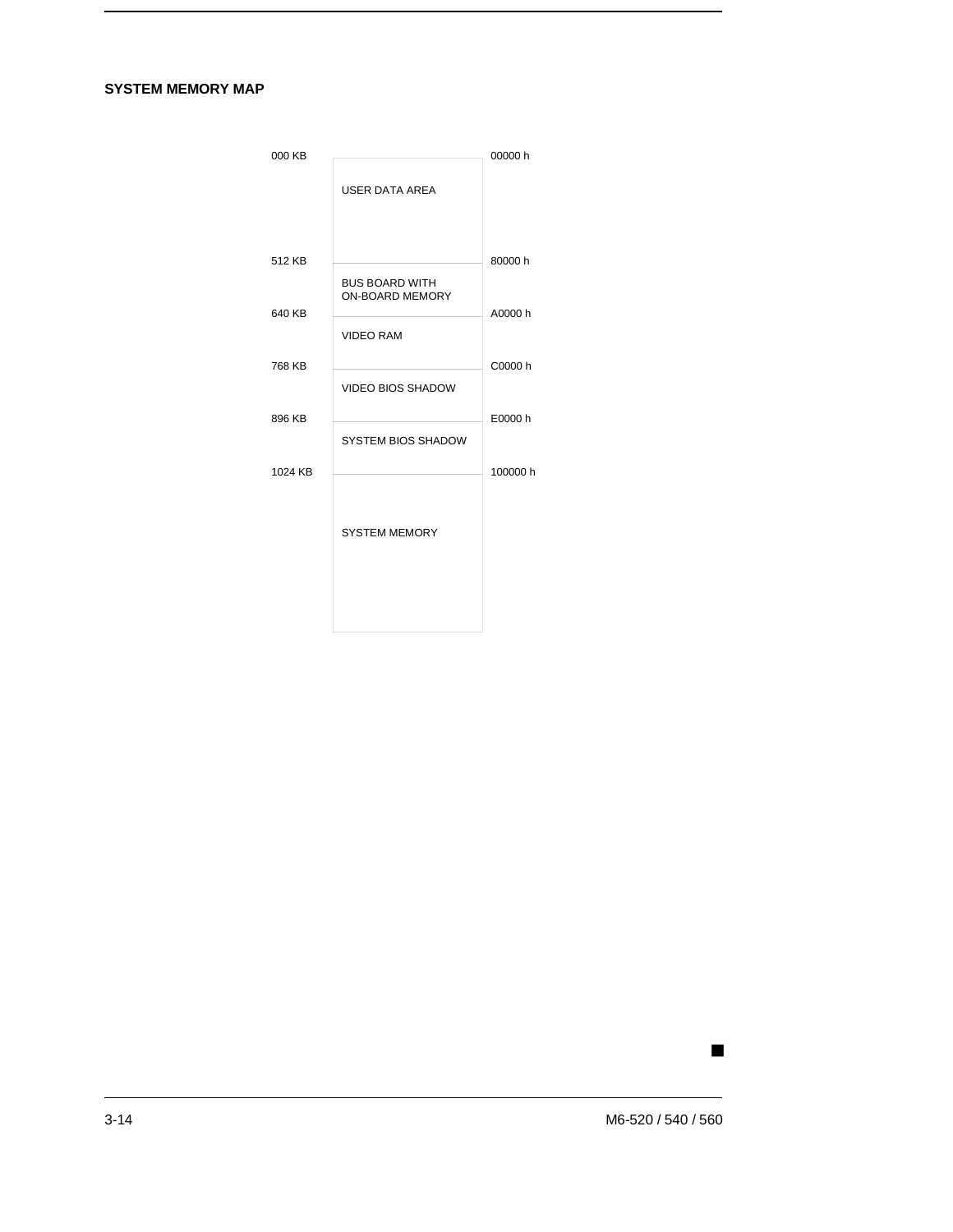## SYSTEM MEMORY MAP

000 KB
USER DATA AREA
00000 h

512 KB
BUS BOARD WITH
ON-BOARD MEMORY
80000 h

640 KB
VIDEO RAM
A0000 h

768 KB
VIDEO BIOS SHADOW
C0000 h

896 KB
SYSTEM BIOS SHADOW
E0000 h

1024 KB
SYSTEM MEMORY
100000 h